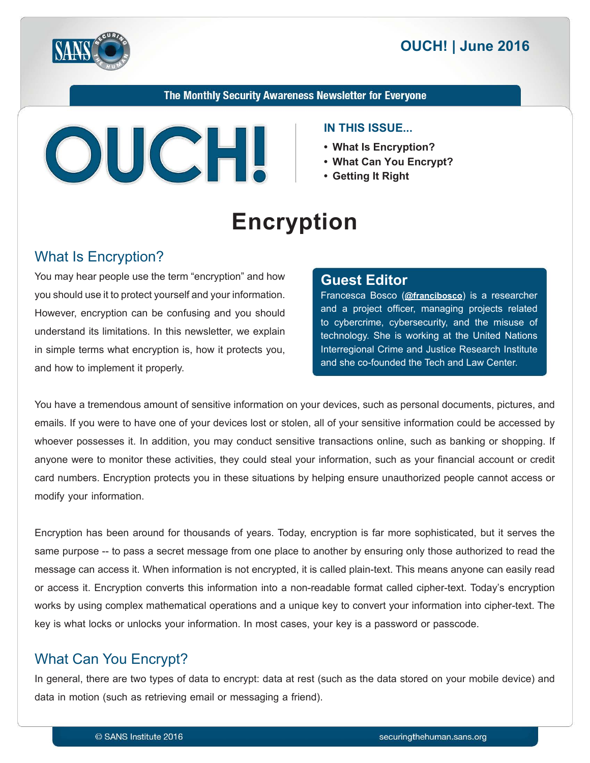OUCH! | June 2016

The Monthly Security Awareness Newsletter for Everyone

# OUCH!

**IN THIS ISSUE...**

- **What Is Encryption?**
- **What Can You Encrypt?**
- **Getting It Right**

# Encryption

## What Is Encryption?

You may hear people use the term "encryption" and how you should use it to protect yourself and your information. However, encryption can be confusing and you should understand its limitations. In this newsletter, we explain in simple terms what encryption is, how it protects you, and how to implement it properly.

### Guest Editor

Francesca Bosco (**@francibosco**) is a researcher and a project officer, managing projects related to cybercrime, cybersecurity, and the misuse of technology. She is working at the United Nations Interregional Crime and Justice Research Institute and she co-founded the Tech and Law Center.

You have a tremendous amount of sensitive information on your devices, such as personal documents, pictures, and emails. If you were to have one of your devices lost or stolen, all of your sensitive information could be accessed by whoever possesses it. In addition, you may conduct sensitive transactions online, such as banking or shopping. If anyone were to monitor these activities, they could steal your information, such as your financial account or credit card numbers. Encryption protects you in these situations by helping ensure unauthorized people cannot access or modify your information.

Encryption has been around for thousands of years. Today, encryption is far more sophisticated, but it serves the same purpose -- to pass a secret message from one place to another by ensuring only those authorized to read the message can access it. When information is not encrypted, it is called plain-text. This means anyone can easily read or access it. Encryption converts this information into a non-readable format called cipher-text. Today's encryption works by using complex mathematical operations and a unique key to convert your information into cipher-text. The key is what locks or unlocks your information. In most cases, your key is a password or passcode.

## What Can You Encrypt?

In general, there are two types of data to encrypt: data at rest (such as the data stored on your mobile device) and data in motion (such as retrieving email or messaging a friend).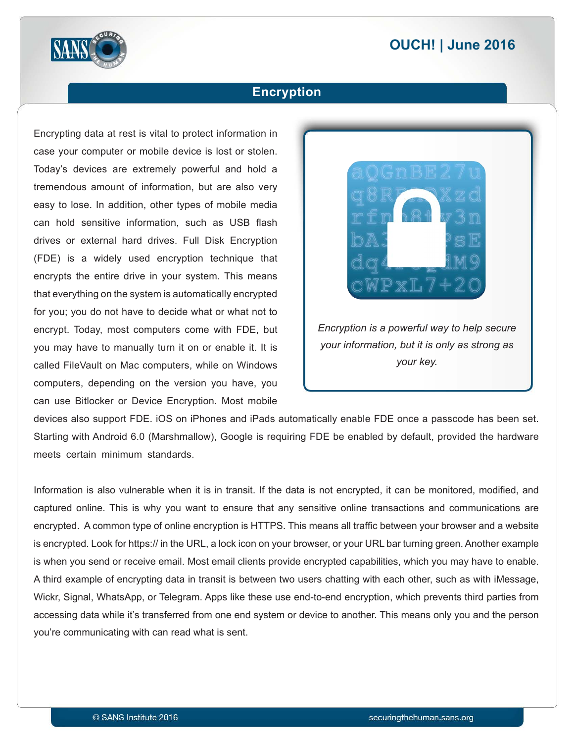## Encryption

Encrypting data at rest is vital to protect information in case your computer or mobile device is lost or stolen. Today's devices are extremely powerful and hold a tremendous amount of information, but are also very easy to lose. In addition, other types of mobile media can hold sensitive information, such as USB flash drives or external hard drives. Full Disk Encryption (FDE) is a widely used encryption technique that encrypts the entire drive in your system. This means that everything on the system is automatically encrypted for you; you do not have to decide what or what not to encrypt. Today, most computers come with FDE, but you may have to manually turn it on or enable it. It is called FileVault on Mac computers, while on Windows computers, depending on the version you have, you can use Bitlocker or Device Encryption. Most mobile devices also support FDE. iOS on iPhones and iPads automatically enable FDE once a passcode has been set. Starting with Android 6.0 (Marshmallow), Google is requiring FDE be enabled by default, provided the hardware meets certain minimum standards.

*Encryption is a powerful way to help secure your information, but it is only as strong as your key.*

Information is also vulnerable when it is in transit. If the data is not encrypted, it can be monitored, modified, and captured online. This is why you want to ensure that any sensitive online transactions and communications are encrypted. A common type of online encryption is HTTPS. This means all traffic between your browser and a website is encrypted. Look for https:// in the URL, a lock icon on your browser, or your URL bar turning green. Another example is when you send or receive email. Most email clients provide encrypted capabilities, which you may have to enable. A third example of encrypting data in transit is between two users chatting with each other, such as with iMessage, Wickr, Signal, WhatsApp, or Telegram. Apps like these use end-to-end encryption, which prevents third parties from accessing data while it's transferred from one end system or device to another. This means only you and the person you're communicating with can read what is sent.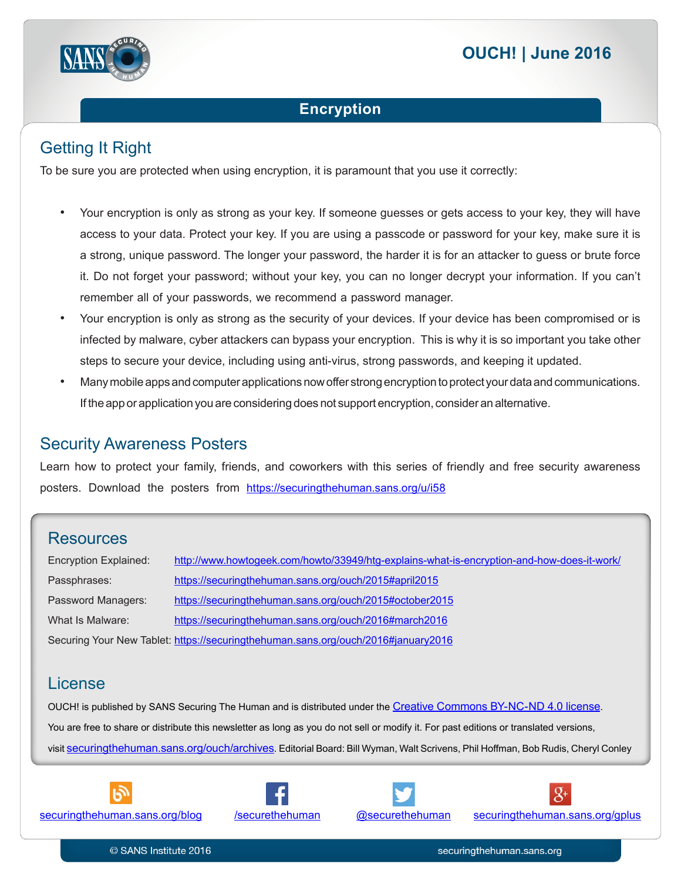## Getting It Right

To be sure you are protected when using encryption, it is paramount that you use it correctly:

- Your encryption is only as strong as your key. If someone guesses or gets access to your key, they will have access to your data. Protect your key. If you are using a passcode or password for your key, make sure it is a strong, unique password. The longer your password, the harder it is for an attacker to guess or brute force it. Do not forget your password; without your key, you can no longer decrypt your information. If you can't remember all of your passwords, we recommend a password manager.
- Your encryption is only as strong as the security of your devices. If your device has been compromised or is infected by malware, cyber attackers can bypass your encryption. This is why it is so important you take other steps to secure your device, including using anti-virus, strong passwords, and keeping it updated.
- Many mobile apps and computer applications now offer strong encryption to protect your data and communications. If the app or application you are considering does not support encryption, consider an alternative.

## Security Awareness Posters

Learn how to protect your family, friends, and coworkers with this series of friendly and free security awareness posters. Download the posters from https://securingthehuman.sans.org/u/i58

## Resources

| | |
|---|---|
| Encryption Explained: | http://www.howtogeek.com/howto/33949/htg-explains-what-is-encryption-and-how-does-it-work/ |
| Passphrases: | https://securingthehuman.sans.org/ouch/2015#april2015 |
| Password Managers: | https://securingthehuman.sans.org/ouch/2015#october2015 |
| What Is Malware: | https://securingthehuman.sans.org/ouch/2016#march2016 |
| Securing Your New Tablet: | https://securingthehuman.sans.org/ouch/2016#january2016 |

## License

OUCH! is published by SANS Securing The Human and is distributed under the Creative Commons BY-NC-ND 4.0 license. You are free to share or distribute this newsletter as long as you do not sell or modify it. For past editions or translated versions, visit securingthehuman.sans.org/ouch/archives. Editorial Board: Bill Wyman, Walt Scrivens, Phil Hoffman, Bob Rudis, Cheryl Conley

securingthehuman.sans.org/blog | /securethehuman | @securethehuman | securingthehuman.sans.org/gplus